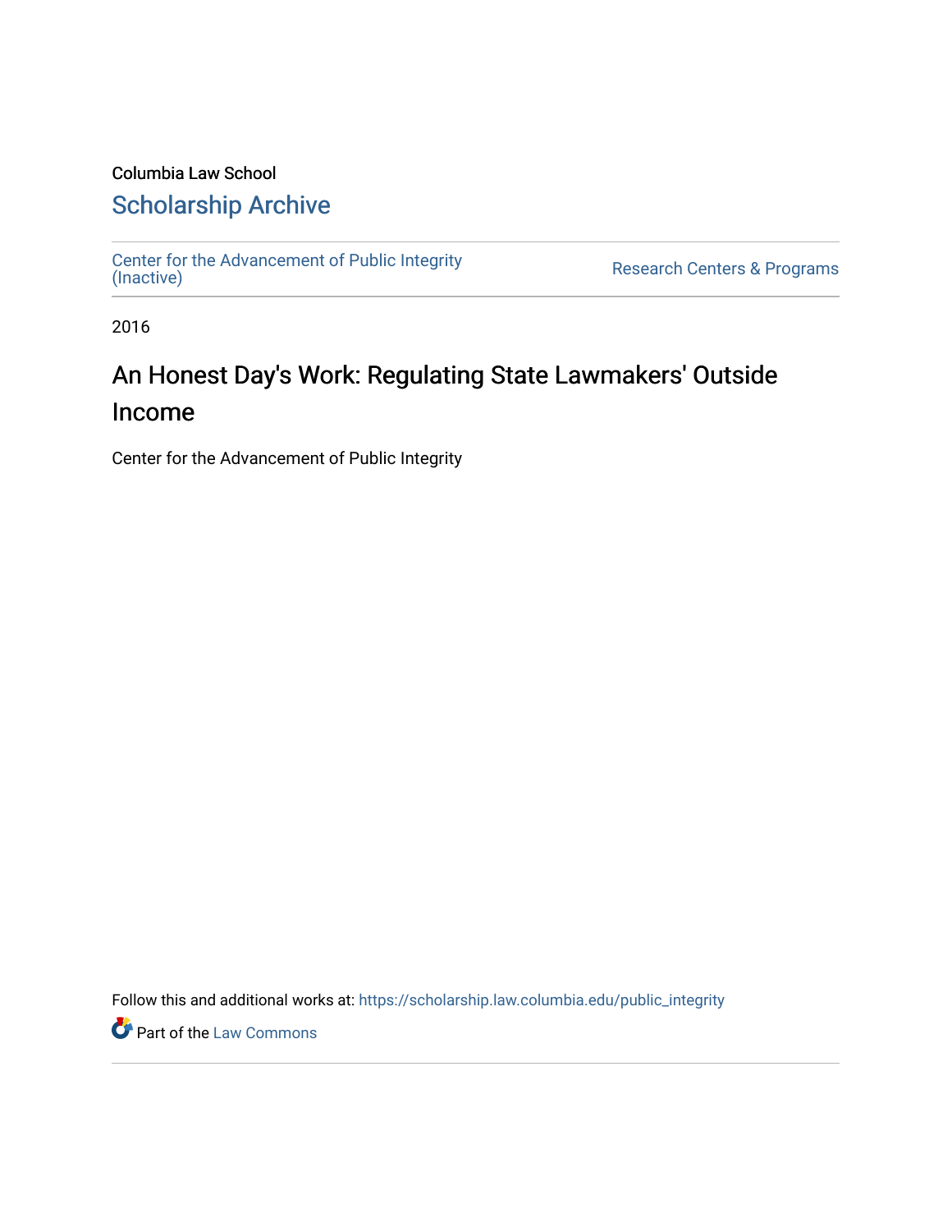Columbia Law School

# Scholarship Archive

Center for the Advancement of Public Integrity (Inactive)

Research Centers & Programs

2016

# An Honest Day's Work: Regulating State Lawmakers' Outside Income

Center for the Advancement of Public Integrity

Follow this and additional works at: https://scholarship.law.columbia.edu/public_integrity

Part of the Law Commons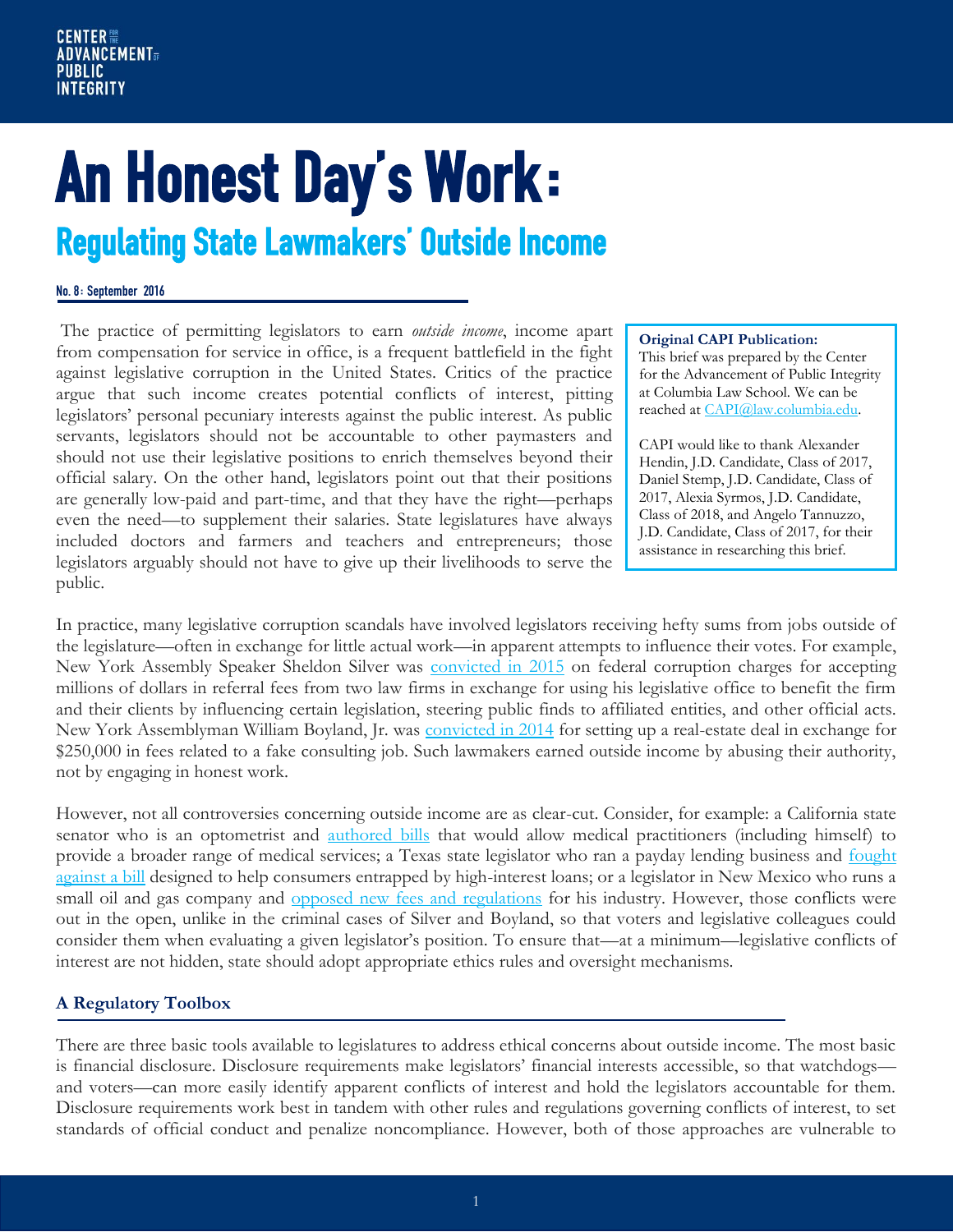# An Honest Day's Work:

## Regulating State Lawmakers' Outside Income

**No. 8: September 2016**

> **Original CAPI Publication:**
> This brief was prepared by the Center for the Advancement of Public Integrity at Columbia Law School. We can be reached at CAPI@law.columbia.edu.
>
> CAPI would like to thank Alexander Hendin, J.D. Candidate, Class of 2017, Daniel Stemp, J.D. Candidate, Class of 2017, Alexia Syrmos, J.D. Candidate, Class of 2018, and Angelo Tannuzzo, J.D. Candidate, Class of 2017, for their assistance in researching this brief.

The practice of permitting legislators to earn *outside income*, income apart from compensation for service in office, is a frequent battlefield in the fight against legislative corruption in the United States. Critics of the practice argue that such income creates potential conflicts of interest, pitting legislators' personal pecuniary interests against the public interest. As public servants, legislators should not be accountable to other paymasters and should not use their legislative positions to enrich themselves beyond their official salary. On the other hand, legislators point out that their positions are generally low-paid and part-time, and that they have the right—perhaps even the need—to supplement their salaries. State legislatures have always included doctors and farmers and teachers and entrepreneurs; those legislators arguably should not have to give up their livelihoods to serve the public.

In practice, many legislative corruption scandals have involved legislators receiving hefty sums from jobs outside of the legislature—often in exchange for little actual work—in apparent attempts to influence their votes. For example, New York Assembly Speaker Sheldon Silver was convicted in 2015 on federal corruption charges for accepting millions of dollars in referral fees from two law firms in exchange for using his legislative office to benefit the firm and their clients by influencing certain legislation, steering public finds to affiliated entities, and other official acts. New York Assemblyman William Boyland, Jr. was convicted in 2014 for setting up a real-estate deal in exchange for $250,000 in fees related to a fake consulting job. Such lawmakers earned outside income by abusing their authority, not by engaging in honest work.

However, not all controversies concerning outside income are as clear-cut. Consider, for example: a California state senator who is an optometrist and authored bills that would allow medical practitioners (including himself) to provide a broader range of medical services; a Texas state legislator who ran a payday lending business and fought against a bill designed to help consumers entrapped by high-interest loans; or a legislator in New Mexico who runs a small oil and gas company and opposed new fees and regulations for his industry. However, those conflicts were out in the open, unlike in the criminal cases of Silver and Boyland, so that voters and legislative colleagues could consider them when evaluating a given legislator's position. To ensure that—at a minimum—legislative conflicts of interest are not hidden, state should adopt appropriate ethics rules and oversight mechanisms.

### A Regulatory Toolbox

There are three basic tools available to legislatures to address ethical concerns about outside income. The most basic is financial disclosure. Disclosure requirements make legislators' financial interests accessible, so that watchdogs—and voters—can more easily identify apparent conflicts of interest and hold the legislators accountable for them. Disclosure requirements work best in tandem with other rules and regulations governing conflicts of interest, to set standards of official conduct and penalize noncompliance. However, both of those approaches are vulnerable to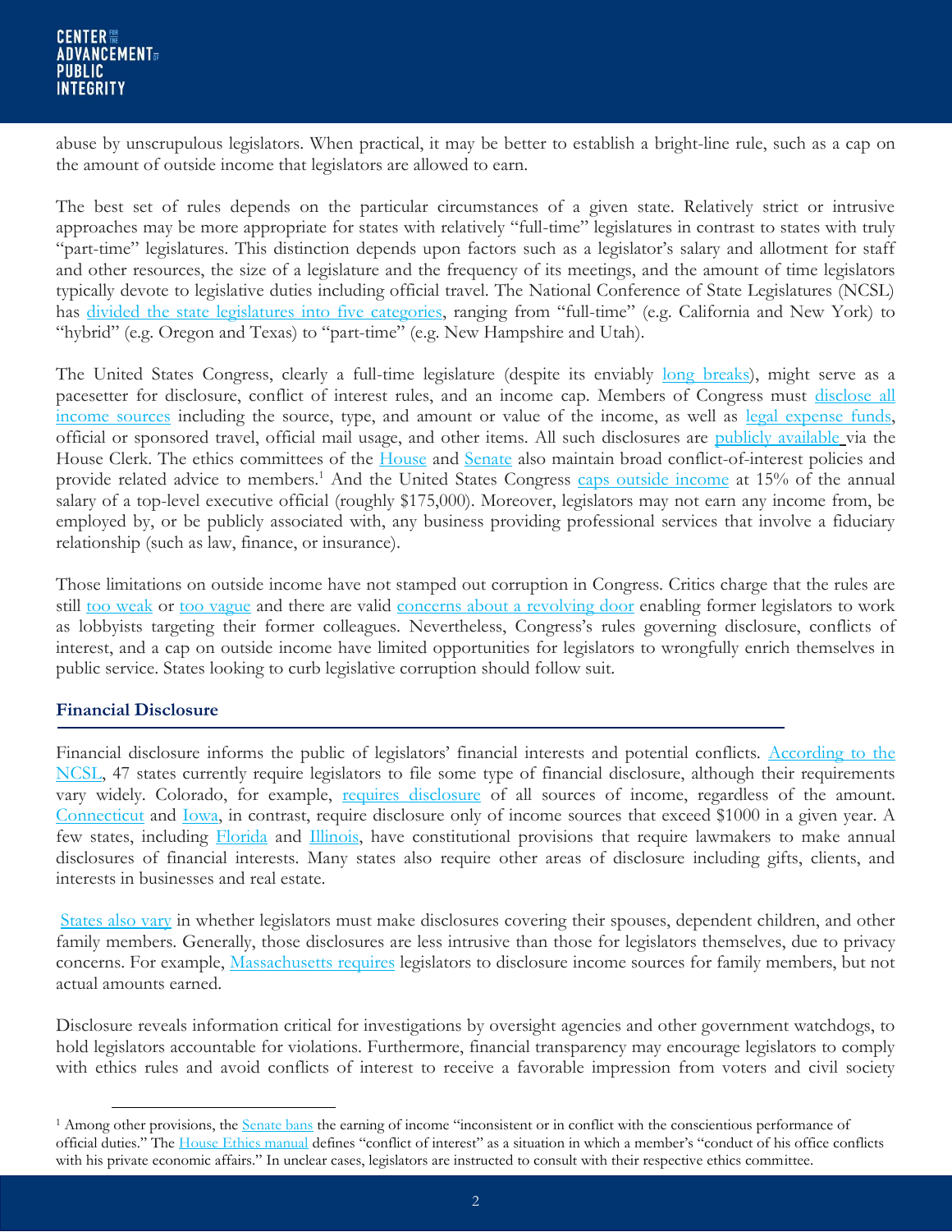abuse by unscrupulous legislators. When practical, it may be better to establish a bright-line rule, such as a cap on the amount of outside income that legislators are allowed to earn.

The best set of rules depends on the particular circumstances of a given state. Relatively strict or intrusive approaches may be more appropriate for states with relatively "full-time" legislatures in contrast to states with truly "part-time" legislatures. This distinction depends upon factors such as a legislator's salary and allotment for staff and other resources, the size of a legislature and the frequency of its meetings, and the amount of time legislators typically devote to legislative duties including official travel. The National Conference of State Legislatures (NCSL) has divided the state legislatures into five categories, ranging from "full-time" (e.g. California and New York) to "hybrid" (e.g. Oregon and Texas) to "part-time" (e.g. New Hampshire and Utah).

The United States Congress, clearly a full-time legislature (despite its enviably long breaks), might serve as a pacesetter for disclosure, conflict of interest rules, and an income cap. Members of Congress must disclose all income sources including the source, type, and amount or value of the income, as well as legal expense funds, official or sponsored travel, official mail usage, and other items. All such disclosures are publicly available via the House Clerk. The ethics committees of the House and Senate also maintain broad conflict-of-interest policies and provide related advice to members.[1] And the United States Congress caps outside income at 15% of the annual salary of a top-level executive official (roughly $175,000). Moreover, legislators may not earn any income from, be employed by, or be publicly associated with, any business providing professional services that involve a fiduciary relationship (such as law, finance, or insurance).

Those limitations on outside income have not stamped out corruption in Congress. Critics charge that the rules are still too weak or too vague and there are valid concerns about a revolving door enabling former legislators to work as lobbyists targeting their former colleagues. Nevertheless, Congress's rules governing disclosure, conflicts of interest, and a cap on outside income have limited opportunities for legislators to wrongfully enrich themselves in public service. States looking to curb legislative corruption should follow suit.

## Financial Disclosure

Financial disclosure informs the public of legislators' financial interests and potential conflicts. According to the NCSL, 47 states currently require legislators to file some type of financial disclosure, although their requirements vary widely. Colorado, for example, requires disclosure of all sources of income, regardless of the amount. Connecticut and Iowa, in contrast, require disclosure only of income sources that exceed $1000 in a given year. A few states, including Florida and Illinois, have constitutional provisions that require lawmakers to make annual disclosures of financial interests. Many states also require other areas of disclosure including gifts, clients, and interests in businesses and real estate.

States also vary in whether legislators must make disclosures covering their spouses, dependent children, and other family members. Generally, those disclosures are less intrusive than those for legislators themselves, due to privacy concerns. For example, Massachusetts requires legislators to disclosure income sources for family members, but not actual amounts earned.

Disclosure reveals information critical for investigations by oversight agencies and other government watchdogs, to hold legislators accountable for violations. Furthermore, financial transparency may encourage legislators to comply with ethics rules and avoid conflicts of interest to receive a favorable impression from voters and civil society

[1] Among other provisions, the Senate bans the earning of income "inconsistent or in conflict with the conscientious performance of official duties." The House Ethics manual defines "conflict of interest" as a situation in which a member's "conduct of his office conflicts with his private economic affairs." In unclear cases, legislators are instructed to consult with their respective ethics committee.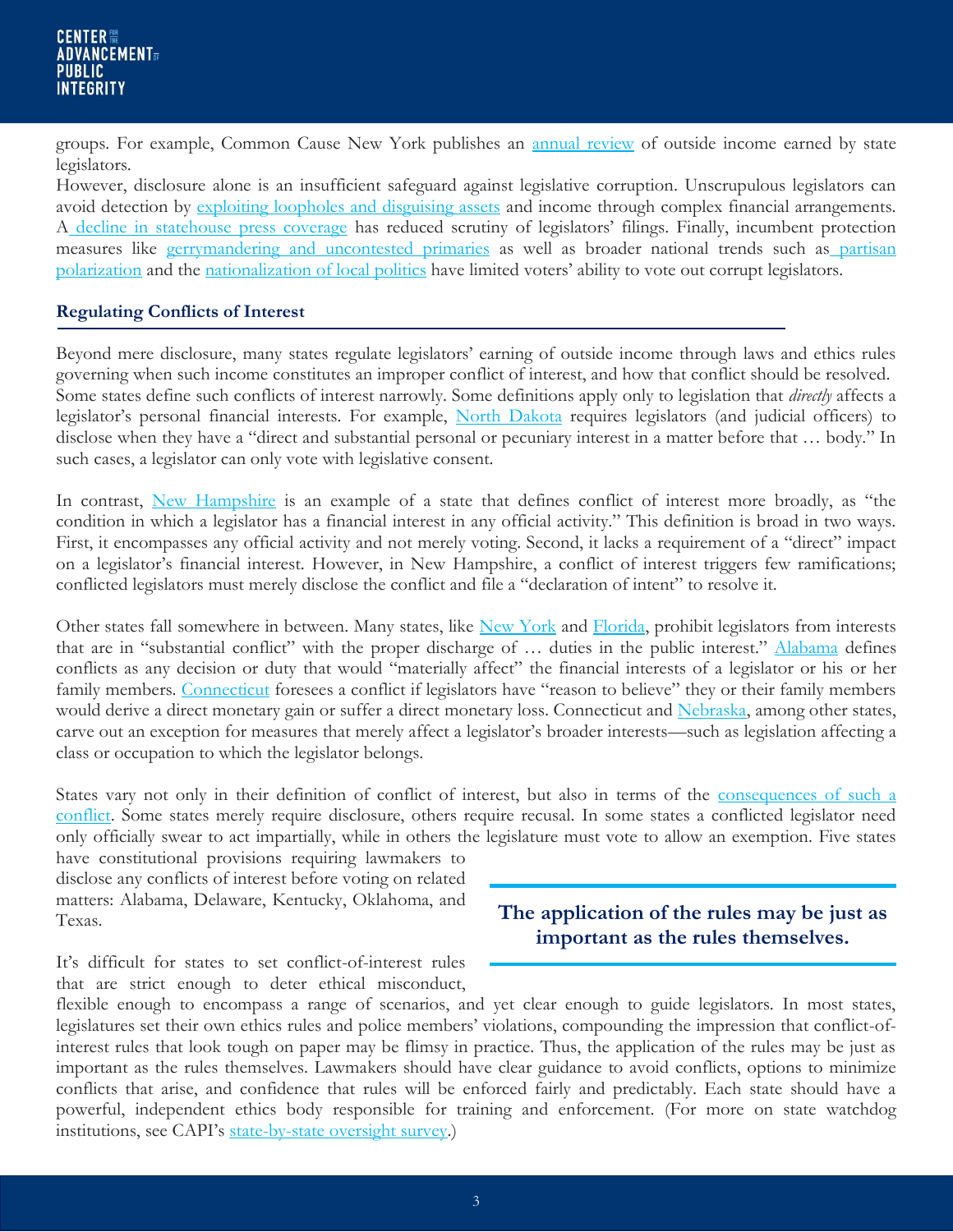groups. For example, Common Cause New York publishes an annual review of outside income earned by state legislators.

However, disclosure alone is an insufficient safeguard against legislative corruption. Unscrupulous legislators can avoid detection by exploiting loopholes and disguising assets and income through complex financial arrangements. A decline in statehouse press coverage has reduced scrutiny of legislators' filings. Finally, incumbent protection measures like gerrymandering and uncontested primaries as well as broader national trends such as partisan polarization and the nationalization of local politics have limited voters' ability to vote out corrupt legislators.

## Regulating Conflicts of Interest

Beyond mere disclosure, many states regulate legislators' earning of outside income through laws and ethics rules governing when such income constitutes an improper conflict of interest, and how that conflict should be resolved. Some states define such conflicts of interest narrowly. Some definitions apply only to legislation that *directly* affects a legislator's personal financial interests. For example, North Dakota requires legislators (and judicial officers) to disclose when they have a "direct and substantial personal or pecuniary interest in a matter before that … body." In such cases, a legislator can only vote with legislative consent.

In contrast, New Hampshire is an example of a state that defines conflict of interest more broadly, as "the condition in which a legislator has a financial interest in any official activity." This definition is broad in two ways. First, it encompasses any official activity and not merely voting. Second, it lacks a requirement of a "direct" impact on a legislator's financial interest. However, in New Hampshire, a conflict of interest triggers few ramifications; conflicted legislators must merely disclose the conflict and file a "declaration of intent" to resolve it.

Other states fall somewhere in between. Many states, like New York and Florida, prohibit legislators from interests that are in "substantial conflict" with the proper discharge of … duties in the public interest." Alabama defines conflicts as any decision or duty that would "materially affect" the financial interests of a legislator or his or her family members. Connecticut foresees a conflict if legislators have "reason to believe" they or their family members would derive a direct monetary gain or suffer a direct monetary loss. Connecticut and Nebraska, among other states, carve out an exception for measures that merely affect a legislator's broader interests—such as legislation affecting a class or occupation to which the legislator belongs.

States vary not only in their definition of conflict of interest, but also in terms of the consequences of such a conflict. Some states merely require disclosure, others require recusal. In some states a conflicted legislator need only officially swear to act impartially, while in others the legislature must vote to allow an exemption. Five states have constitutional provisions requiring lawmakers to disclose any conflicts of interest before voting on related matters: Alabama, Delaware, Kentucky, Oklahoma, and Texas.

> **The application of the rules may be just as important as the rules themselves.**

It's difficult for states to set conflict-of-interest rules that are strict enough to deter ethical misconduct, flexible enough to encompass a range of scenarios, and yet clear enough to guide legislators. In most states, legislatures set their own ethics rules and police members' violations, compounding the impression that conflict-of-interest rules that look tough on paper may be flimsy in practice. Thus, the application of the rules may be just as important as the rules themselves. Lawmakers should have clear guidance to avoid conflicts, options to minimize conflicts that arise, and confidence that rules will be enforced fairly and predictably. Each state should have a powerful, independent ethics body responsible for training and enforcement. (For more on state watchdog institutions, see CAPI's state-by-state oversight survey.)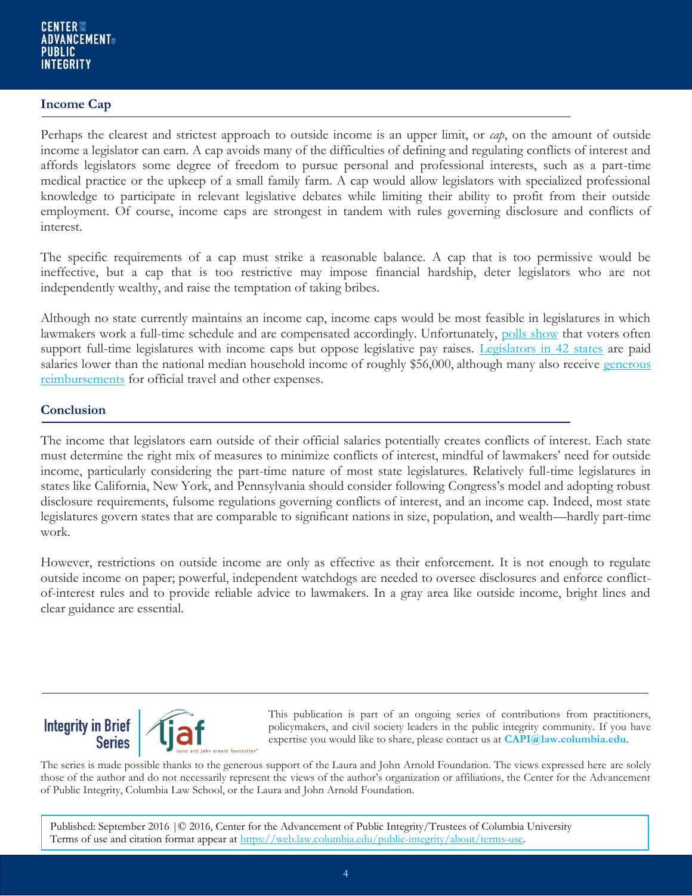## Income Cap

Perhaps the clearest and strictest approach to outside income is an upper limit, or *cap*, on the amount of outside income a legislator can earn. A cap avoids many of the difficulties of defining and regulating conflicts of interest and affords legislators some degree of freedom to pursue personal and professional interests, such as a part-time medical practice or the upkeep of a small family farm. A cap would allow legislators with specialized professional knowledge to participate in relevant legislative debates while limiting their ability to profit from their outside employment. Of course, income caps are strongest in tandem with rules governing disclosure and conflicts of interest.

The specific requirements of a cap must strike a reasonable balance. A cap that is too permissive would be ineffective, but a cap that is too restrictive may impose financial hardship, deter legislators who are not independently wealthy, and raise the temptation of taking bribes.

Although no state currently maintains an income cap, income caps would be most feasible in legislatures in which lawmakers work a full-time schedule and are compensated accordingly. Unfortunately, polls show that voters often support full-time legislatures with income caps but oppose legislative pay raises. Legislators in 42 states are paid salaries lower than the national median household income of roughly $56,000, although many also receive generous reimbursements for official travel and other expenses.

## Conclusion

The income that legislators earn outside of their official salaries potentially creates conflicts of interest. Each state must determine the right mix of measures to minimize conflicts of interest, mindful of lawmakers' need for outside income, particularly considering the part-time nature of most state legislatures. Relatively full-time legislatures in states like California, New York, and Pennsylvania should consider following Congress's model and adopting robust disclosure requirements, fulsome regulations governing conflicts of interest, and an income cap. Indeed, most state legislatures govern states that are comparable to significant nations in size, population, and wealth—hardly part-time work.

However, restrictions on outside income are only as effective as their enforcement. It is not enough to regulate outside income on paper; powerful, independent watchdogs are needed to oversee disclosures and enforce conflict-of-interest rules and to provide reliable advice to lawmakers. In a gray area like outside income, bright lines and clear guidance are essential.

---

Integrity in Brief Series | ljaf laura and john arnold foundation

This publication is part of an ongoing series of contributions from practitioners, policymakers, and civil society leaders in the public integrity community. If you have expertise you would like to share, please contact us at **CAPI@law.columbia.edu**.

The series is made possible thanks to the generous support of the Laura and John Arnold Foundation. The views expressed here are solely those of the author and do not necessarily represent the views of the author's organization or affiliations, the Center for the Advancement of Public Integrity, Columbia Law School, or the Laura and John Arnold Foundation.

Published: September 2016 |© 2016, Center for the Advancement of Public Integrity/Trustees of Columbia University
Terms of use and citation format appear at https://web.law.columbia.edu/public-integrity/about/terms-use.